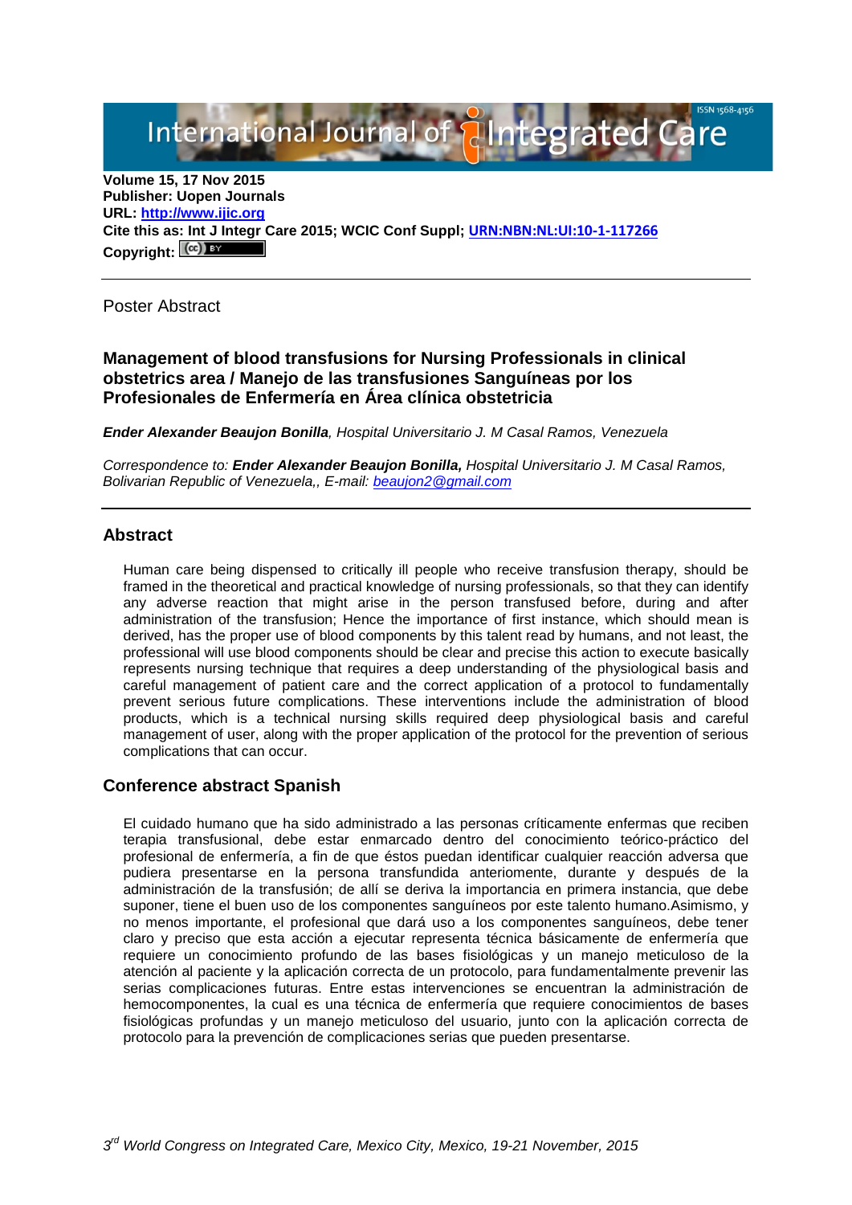**Volume 15, 17 Nov 2015**
**Publisher: Uopen Journals**
**URL: [http://www.ijic.org](http://www.ijic.org)**
**Cite this as: Int J Integr Care 2015; WCIC Conf Suppl; URN:NBN:NL:UI:10-1-117266**
**Copyright:**

---

Poster Abstract

# Management of blood transfusions for Nursing Professionals in clinical obstetrics area / Manejo de las transfusiones Sanguíneas por los Profesionales de Enfermería en Área clínica obstetricia

***Ender Alexander Beaujon Bonilla**, Hospital Universitario J. M Casal Ramos, Venezuela*

*Correspondence to: **Ender Alexander Beaujon Bonilla,** Hospital Universitario J. M Casal Ramos, Bolivarian Republic of Venezuela,, E-mail: [beaujon2@gmail.com](mailto:beaujon2@gmail.com)*

---

## Abstract

Human care being dispensed to critically ill people who receive transfusion therapy, should be framed in the theoretical and practical knowledge of nursing professionals, so that they can identify any adverse reaction that might arise in the person transfused before, during and after administration of the transfusion; Hence the importance of first instance, which should mean is derived, has the proper use of blood components by this talent read by humans, and not least, the professional will use blood components should be clear and precise this action to execute basically represents nursing technique that requires a deep understanding of the physiological basis and careful management of patient care and the correct application of a protocol to fundamentally prevent serious future complications. These interventions include the administration of blood products, which is a technical nursing skills required deep physiological basis and careful management of user, along with the proper application of the protocol for the prevention of serious complications that can occur.

## Conference abstract Spanish

El cuidado humano que ha sido administrado a las personas críticamente enfermas que reciben terapia transfusional, debe estar enmarcado dentro del conocimiento teórico-práctico del profesional de enfermería, a fin de que éstos puedan identificar cualquier reacción adversa que pudiera presentarse en la persona transfundida anteriomente, durante y después de la administración de la transfusión; de allí se deriva la importancia en primera instancia, que debe suponer, tiene el buen uso de los componentes sanguíneos por este talento humano.Asimismo, y no menos importante, el profesional que dará uso a los componentes sanguíneos, debe tener claro y preciso que esta acción a ejecutar representa técnica básicamente de enfermería que requiere un conocimiento profundo de las bases fisiológicas y un manejo meticuloso de la atención al paciente y la aplicación correcta de un protocolo, para fundamentalmente prevenir las serias complicaciones futuras. Entre estas intervenciones se encuentran la administración de hemocomponentes, la cual es una técnica de enfermería que requiere conocimientos de bases fisiológicas profundas y un manejo meticuloso del usuario, junto con la aplicación correcta de protocolo para la prevención de complicaciones serias que pueden presentarse.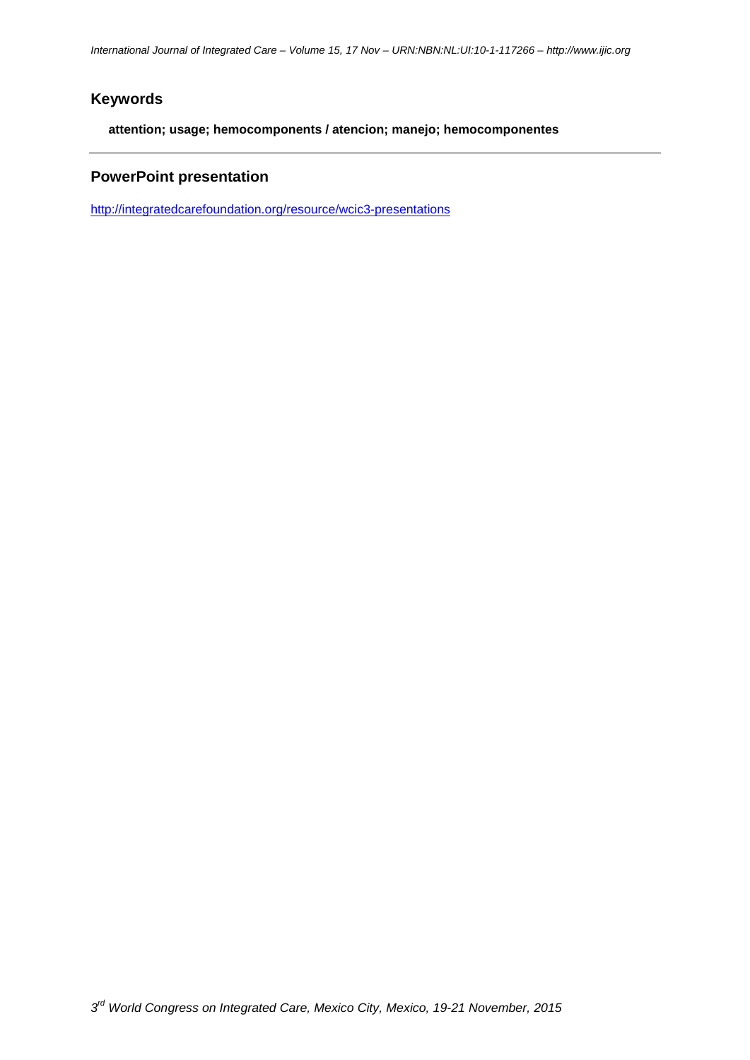## Keywords

**attention; usage; hemocomponents / atencion; manejo; hemocomponentes**

---

## PowerPoint presentation

http://integratedcarefoundation.org/resource/wcic3-presentations